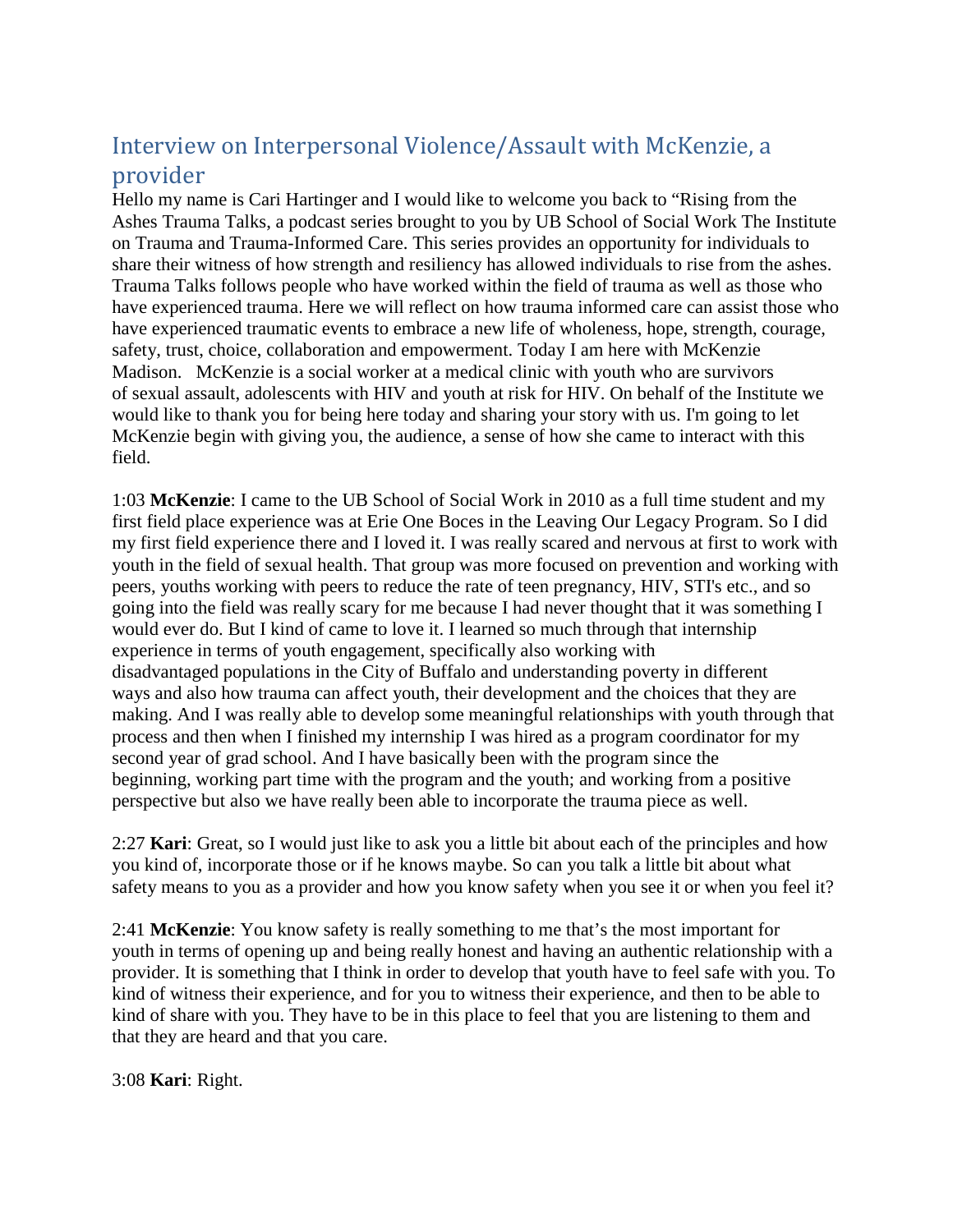## Interview on Interpersonal Violence/Assault with McKenzie, a provider

Hello my name is Cari Hartinger and I would like to welcome you back to "Rising from the Ashes Trauma Talks, a podcast series brought to you by UB School of Social Work The Institute on Trauma and Trauma-Informed Care. This series provides an opportunity for individuals to share their witness of how strength and resiliency has allowed individuals to rise from the ashes. Trauma Talks follows people who have worked within the field of trauma as well as those who have experienced trauma. Here we will reflect on how trauma informed care can assist those who have experienced traumatic events to embrace a new life of wholeness, hope, strength, courage, safety, trust, choice, collaboration and empowerment. Today I am here with McKenzie Madison. McKenzie is a social worker at a medical clinic with youth who are survivors of sexual assault, adolescents with HIV and youth at risk for HIV. On behalf of the Institute we would like to thank you for being here today and sharing your story with us. I'm going to let McKenzie begin with giving you, the audience, a sense of how she came to interact with this field.

1:03 **McKenzie**: I came to the UB School of Social Work in 2010 as a full time student and my first field place experience was at Erie One Boces in the Leaving Our Legacy Program. So I did my first field experience there and I loved it. I was really scared and nervous at first to work with youth in the field of sexual health. That group was more focused on prevention and working with peers, youths working with peers to reduce the rate of teen pregnancy, HIV, STI's etc., and so going into the field was really scary for me because I had never thought that it was something I would ever do. But I kind of came to love it. I learned so much through that internship experience in terms of youth engagement, specifically also working with disadvantaged populations in the City of Buffalo and understanding poverty in different ways and also how trauma can affect youth, their development and the choices that they are making. And I was really able to develop some meaningful relationships with youth through that process and then when I finished my internship I was hired as a program coordinator for my second year of grad school. And I have basically been with the program since the beginning, working part time with the program and the youth; and working from a positive perspective but also we have really been able to incorporate the trauma piece as well.

2:27 **Kari**: Great, so I would just like to ask you a little bit about each of the principles and how you kind of, incorporate those or if he knows maybe. So can you talk a little bit about what safety means to you as a provider and how you know safety when you see it or when you feel it?

2:41 **McKenzie**: You know safety is really something to me that's the most important for youth in terms of opening up and being really honest and having an authentic relationship with a provider. It is something that I think in order to develop that youth have to feel safe with you. To kind of witness their experience, and for you to witness their experience, and then to be able to kind of share with you. They have to be in this place to feel that you are listening to them and that they are heard and that you care.

3:08 **Kari**: Right.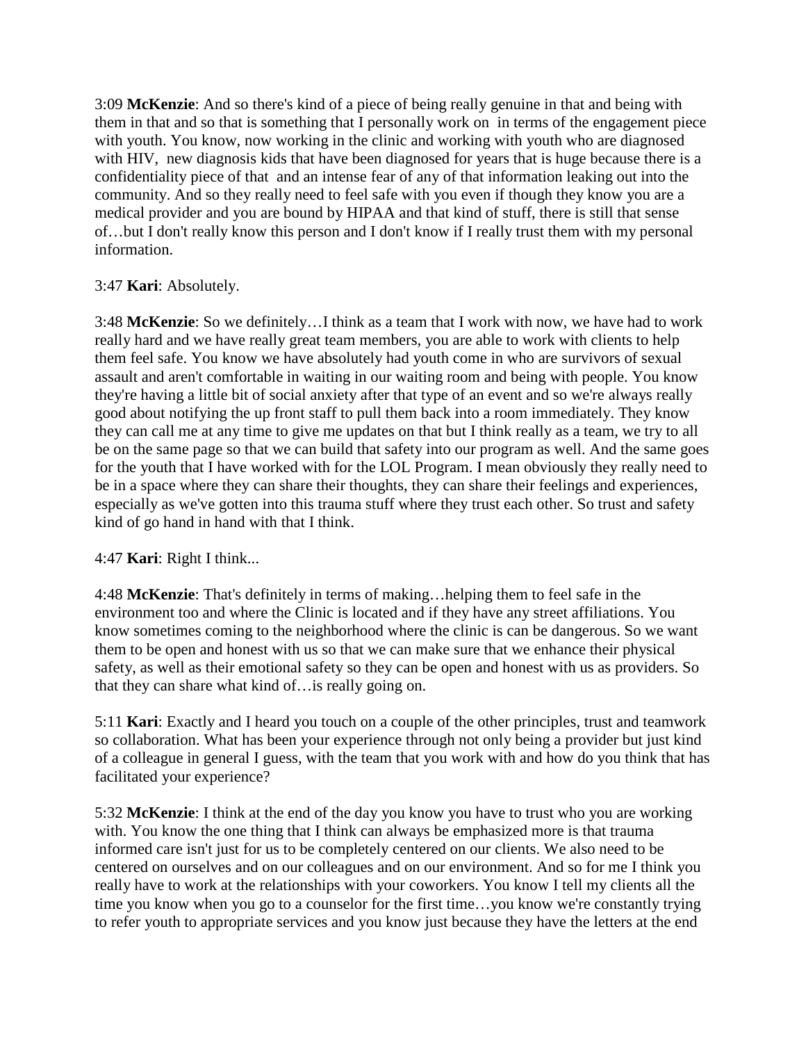3:09 **McKenzie**: And so there's kind of a piece of being really genuine in that and being with them in that and so that is something that I personally work on in terms of the engagement piece with youth. You know, now working in the clinic and working with youth who are diagnosed with HIV, new diagnosis kids that have been diagnosed for years that is huge because there is a confidentiality piece of that and an intense fear of any of that information leaking out into the community. And so they really need to feel safe with you even if though they know you are a medical provider and you are bound by HIPAA and that kind of stuff, there is still that sense of…but I don't really know this person and I don't know if I really trust them with my personal information.

3:47 **Kari**: Absolutely.

3:48 **McKenzie**: So we definitely…I think as a team that I work with now, we have had to work really hard and we have really great team members, you are able to work with clients to help them feel safe. You know we have absolutely had youth come in who are survivors of sexual assault and aren't comfortable in waiting in our waiting room and being with people. You know they're having a little bit of social anxiety after that type of an event and so we're always really good about notifying the up front staff to pull them back into a room immediately. They know they can call me at any time to give me updates on that but I think really as a team, we try to all be on the same page so that we can build that safety into our program as well. And the same goes for the youth that I have worked with for the LOL Program. I mean obviously they really need to be in a space where they can share their thoughts, they can share their feelings and experiences, especially as we've gotten into this trauma stuff where they trust each other. So trust and safety kind of go hand in hand with that I think.

4:47 **Kari**: Right I think...

4:48 **McKenzie**: That's definitely in terms of making…helping them to feel safe in the environment too and where the Clinic is located and if they have any street affiliations. You know sometimes coming to the neighborhood where the clinic is can be dangerous. So we want them to be open and honest with us so that we can make sure that we enhance their physical safety, as well as their emotional safety so they can be open and honest with us as providers. So that they can share what kind of…is really going on.

5:11 **Kari**: Exactly and I heard you touch on a couple of the other principles, trust and teamwork so collaboration. What has been your experience through not only being a provider but just kind of a colleague in general I guess, with the team that you work with and how do you think that has facilitated your experience?

5:32 **McKenzie**: I think at the end of the day you know you have to trust who you are working with. You know the one thing that I think can always be emphasized more is that trauma informed care isn't just for us to be completely centered on our clients. We also need to be centered on ourselves and on our colleagues and on our environment. And so for me I think you really have to work at the relationships with your coworkers. You know I tell my clients all the time you know when you go to a counselor for the first time…you know we're constantly trying to refer youth to appropriate services and you know just because they have the letters at the end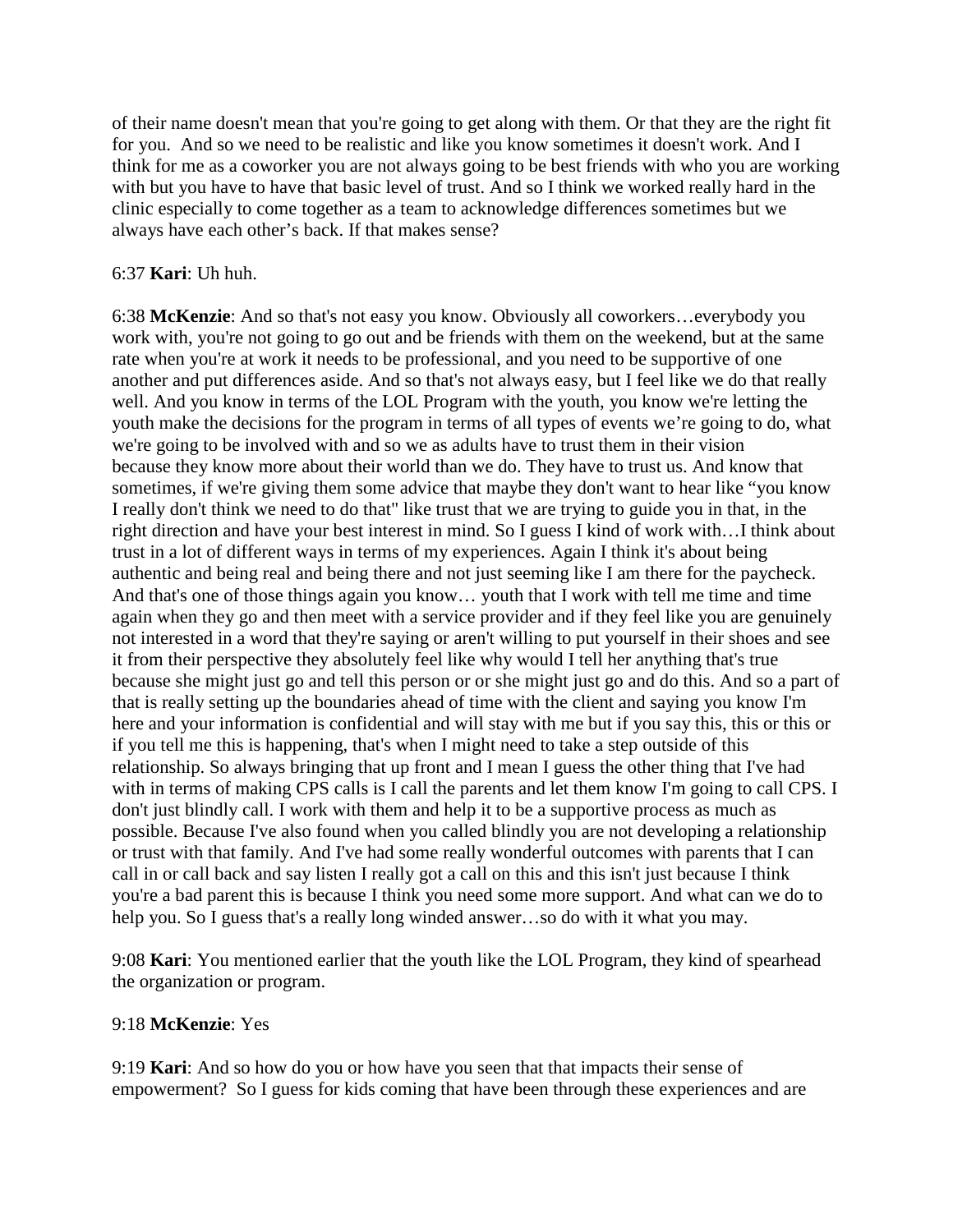of their name doesn't mean that you're going to get along with them. Or that they are the right fit for you.  And so we need to be realistic and like you know sometimes it doesn't work. And I think for me as a coworker you are not always going to be best friends with who you are working with but you have to have that basic level of trust. And so I think we worked really hard in the clinic especially to come together as a team to acknowledge differences sometimes but we always have each other’s back. If that makes sense?

6:37 **Kari**: Uh huh.

6:38 **McKenzie**: And so that's not easy you know. Obviously all coworkers…everybody you work with, you're not going to go out and be friends with them on the weekend, but at the same rate when you're at work it needs to be professional, and you need to be supportive of one another and put differences aside. And so that's not always easy, but I feel like we do that really well. And you know in terms of the LOL Program with the youth, you know we're letting the youth make the decisions for the program in terms of all types of events we’re going to do, what we're going to be involved with and so we as adults have to trust them in their vision because they know more about their world than we do. They have to trust us. And know that sometimes, if we're giving them some advice that maybe they don't want to hear like “you know I really don't think we need to do that" like trust that we are trying to guide you in that, in the right direction and have your best interest in mind. So I guess I kind of work with…I think about trust in a lot of different ways in terms of my experiences. Again I think it's about being authentic and being real and being there and not just seeming like I am there for the paycheck. And that's one of those things again you know… youth that I work with tell me time and time again when they go and then meet with a service provider and if they feel like you are genuinely not interested in a word that they're saying or aren't willing to put yourself in their shoes and see it from their perspective they absolutely feel like why would I tell her anything that's true because she might just go and tell this person or or she might just go and do this. And so a part of that is really setting up the boundaries ahead of time with the client and saying you know I'm here and your information is confidential and will stay with me but if you say this, this or this or if you tell me this is happening, that's when I might need to take a step outside of this relationship. So always bringing that up front and I mean I guess the other thing that I've had with in terms of making CPS calls is I call the parents and let them know I'm going to call CPS. I don't just blindly call. I work with them and help it to be a supportive process as much as possible. Because I've also found when you called blindly you are not developing a relationship or trust with that family. And I've had some really wonderful outcomes with parents that I can call in or call back and say listen I really got a call on this and this isn't just because I think you're a bad parent this is because I think you need some more support. And what can we do to help you. So I guess that's a really long winded answer…so do with it what you may.

9:08 **Kari**: You mentioned earlier that the youth like the LOL Program, they kind of spearhead the organization or program.

9:18 **McKenzie**: Yes

9:19 **Kari**: And so how do you or how have you seen that that impacts their sense of empowerment?  So I guess for kids coming that have been through these experiences and are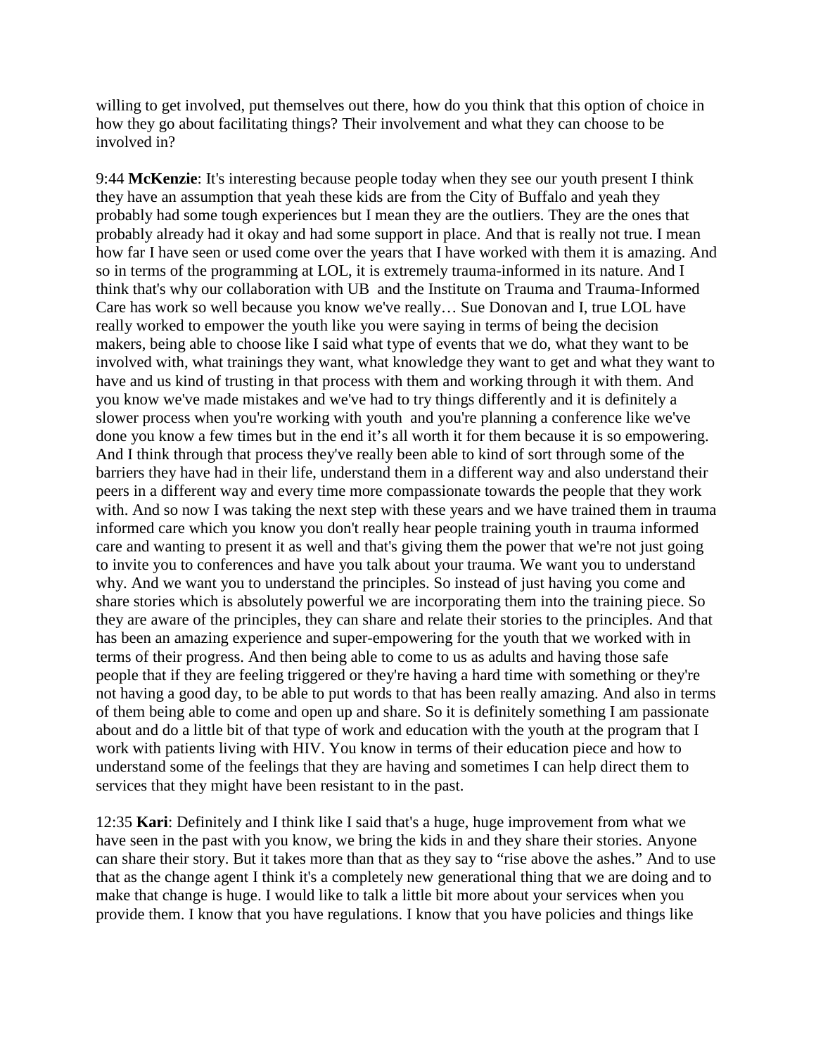willing to get involved, put themselves out there, how do you think that this option of choice in how they go about facilitating things? Their involvement and what they can choose to be involved in?

9:44 **McKenzie**: It's interesting because people today when they see our youth present I think they have an assumption that yeah these kids are from the City of Buffalo and yeah they probably had some tough experiences but I mean they are the outliers. They are the ones that probably already had it okay and had some support in place. And that is really not true. I mean how far I have seen or used come over the years that I have worked with them it is amazing. And so in terms of the programming at LOL, it is extremely trauma-informed in its nature. And I think that's why our collaboration with UB and the Institute on Trauma and Trauma-Informed Care has work so well because you know we've really… Sue Donovan and I, true LOL have really worked to empower the youth like you were saying in terms of being the decision makers, being able to choose like I said what type of events that we do, what they want to be involved with, what trainings they want, what knowledge they want to get and what they want to have and us kind of trusting in that process with them and working through it with them. And you know we've made mistakes and we've had to try things differently and it is definitely a slower process when you're working with youth and you're planning a conference like we've done you know a few times but in the end it's all worth it for them because it is so empowering. And I think through that process they've really been able to kind of sort through some of the barriers they have had in their life, understand them in a different way and also understand their peers in a different way and every time more compassionate towards the people that they work with. And so now I was taking the next step with these years and we have trained them in trauma informed care which you know you don't really hear people training youth in trauma informed care and wanting to present it as well and that's giving them the power that we're not just going to invite you to conferences and have you talk about your trauma. We want you to understand why. And we want you to understand the principles. So instead of just having you come and share stories which is absolutely powerful we are incorporating them into the training piece. So they are aware of the principles, they can share and relate their stories to the principles. And that has been an amazing experience and super-empowering for the youth that we worked with in terms of their progress. And then being able to come to us as adults and having those safe people that if they are feeling triggered or they're having a hard time with something or they're not having a good day, to be able to put words to that has been really amazing. And also in terms of them being able to come and open up and share. So it is definitely something I am passionate about and do a little bit of that type of work and education with the youth at the program that I work with patients living with HIV. You know in terms of their education piece and how to understand some of the feelings that they are having and sometimes I can help direct them to services that they might have been resistant to in the past.

12:35 **Kari**: Definitely and I think like I said that's a huge, huge improvement from what we have seen in the past with you know, we bring the kids in and they share their stories. Anyone can share their story. But it takes more than that as they say to "rise above the ashes." And to use that as the change agent I think it's a completely new generational thing that we are doing and to make that change is huge. I would like to talk a little bit more about your services when you provide them. I know that you have regulations. I know that you have policies and things like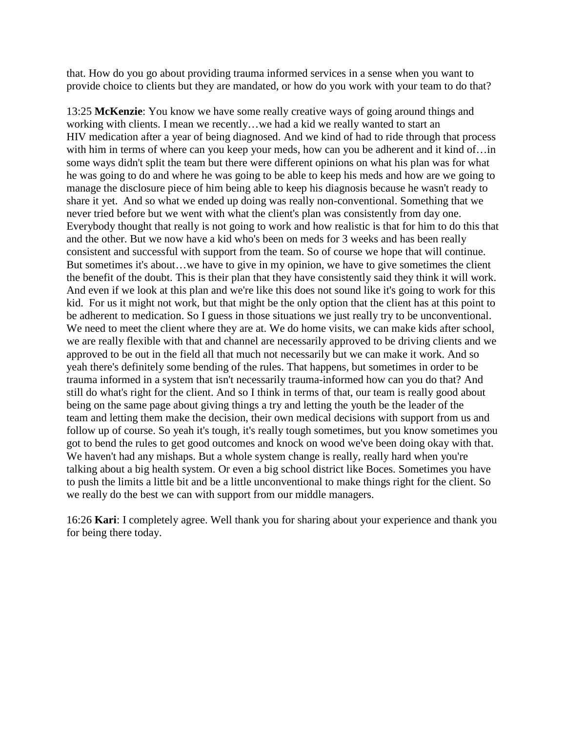that. How do you go about providing trauma informed services in a sense when you want to provide choice to clients but they are mandated, or how do you work with your team to do that?

13:25 **McKenzie**: You know we have some really creative ways of going around things and working with clients. I mean we recently…we had a kid we really wanted to start an HIV medication after a year of being diagnosed. And we kind of had to ride through that process with him in terms of where can you keep your meds, how can you be adherent and it kind of…in some ways didn't split the team but there were different opinions on what his plan was for what he was going to do and where he was going to be able to keep his meds and how are we going to manage the disclosure piece of him being able to keep his diagnosis because he wasn't ready to share it yet. And so what we ended up doing was really non-conventional. Something that we never tried before but we went with what the client's plan was consistently from day one. Everybody thought that really is not going to work and how realistic is that for him to do this that and the other. But we now have a kid who's been on meds for 3 weeks and has been really consistent and successful with support from the team. So of course we hope that will continue. But sometimes it's about…we have to give in my opinion, we have to give sometimes the client the benefit of the doubt. This is their plan that they have consistently said they think it will work. And even if we look at this plan and we're like this does not sound like it's going to work for this kid. For us it might not work, but that might be the only option that the client has at this point to be adherent to medication. So I guess in those situations we just really try to be unconventional. We need to meet the client where they are at. We do home visits, we can make kids after school, we are really flexible with that and channel are necessarily approved to be driving clients and we approved to be out in the field all that much not necessarily but we can make it work. And so yeah there's definitely some bending of the rules. That happens, but sometimes in order to be trauma informed in a system that isn't necessarily trauma-informed how can you do that? And still do what's right for the client. And so I think in terms of that, our team is really good about being on the same page about giving things a try and letting the youth be the leader of the team and letting them make the decision, their own medical decisions with support from us and follow up of course. So yeah it's tough, it's really tough sometimes, but you know sometimes you got to bend the rules to get good outcomes and knock on wood we've been doing okay with that. We haven't had any mishaps. But a whole system change is really, really hard when you're talking about a big health system. Or even a big school district like Boces. Sometimes you have to push the limits a little bit and be a little unconventional to make things right for the client. So we really do the best we can with support from our middle managers.

16:26 **Kari**: I completely agree. Well thank you for sharing about your experience and thank you for being there today.